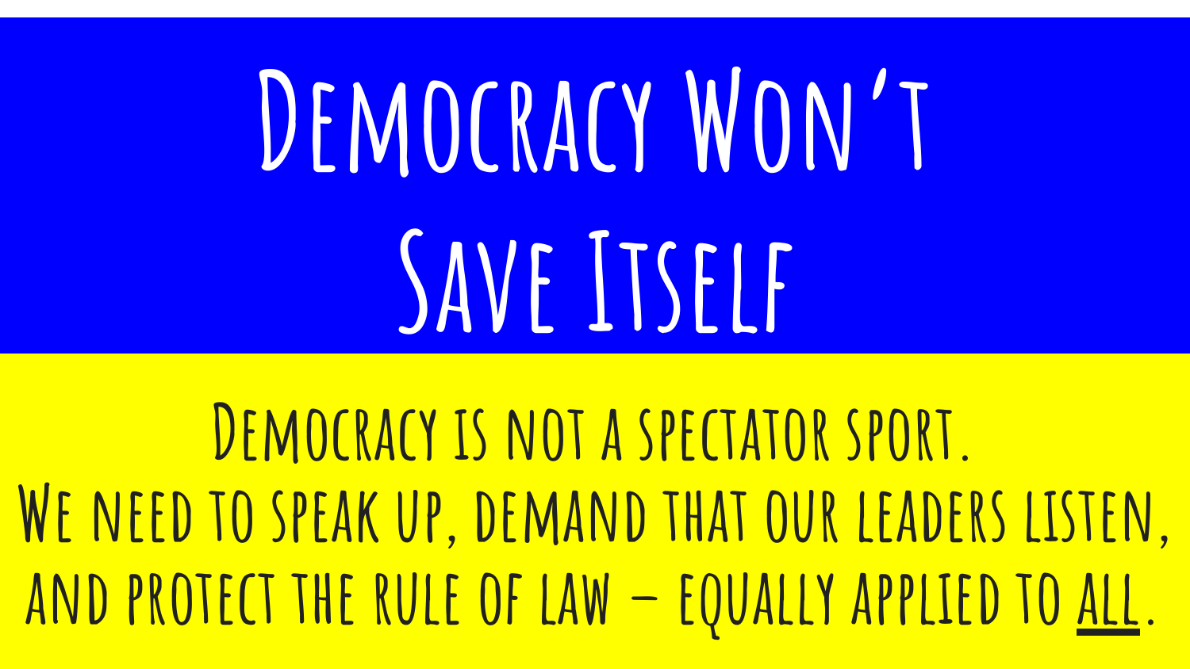# Democracy Won't Save Itself

**Democracy is not a spectator sport.**
**We need to speak up, demand that our leaders listen, and protect the rule of law – equally applied to ALL.**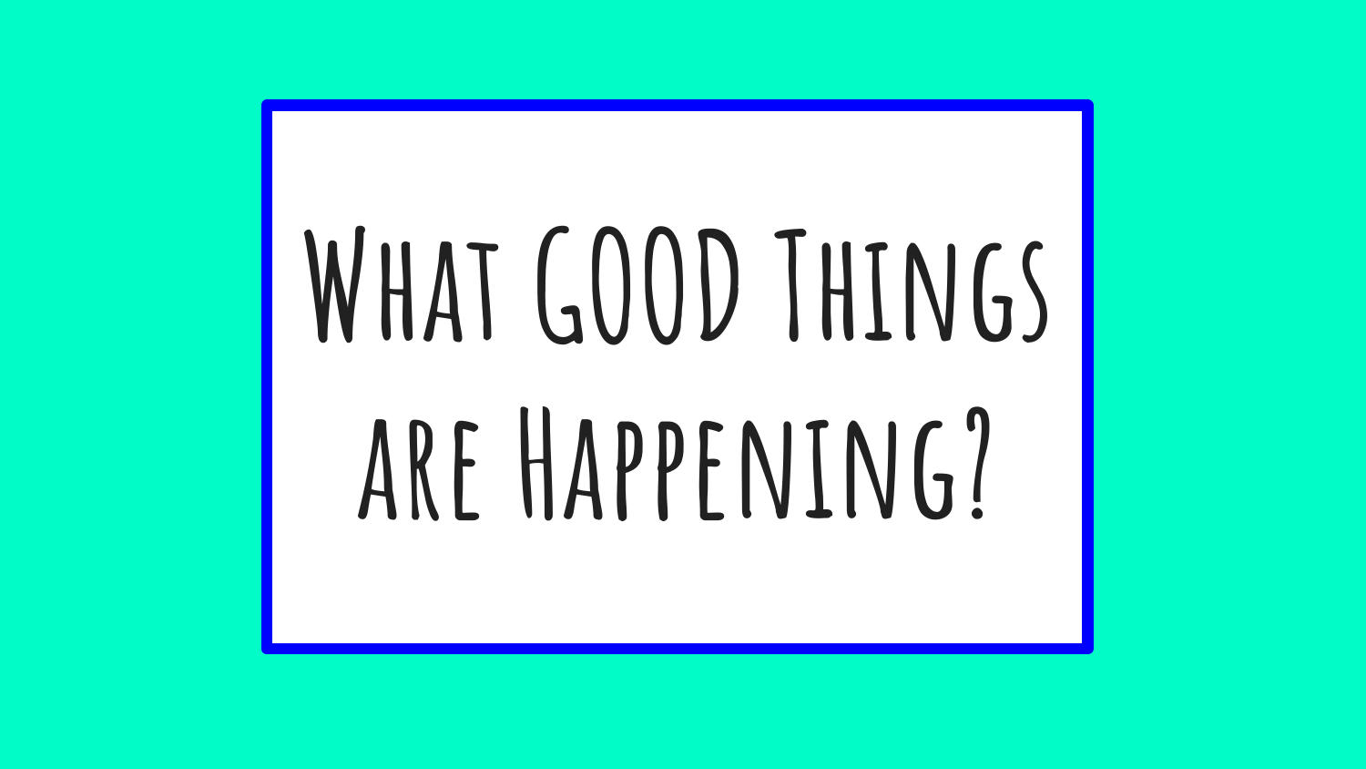# What GOOD Things are Happening?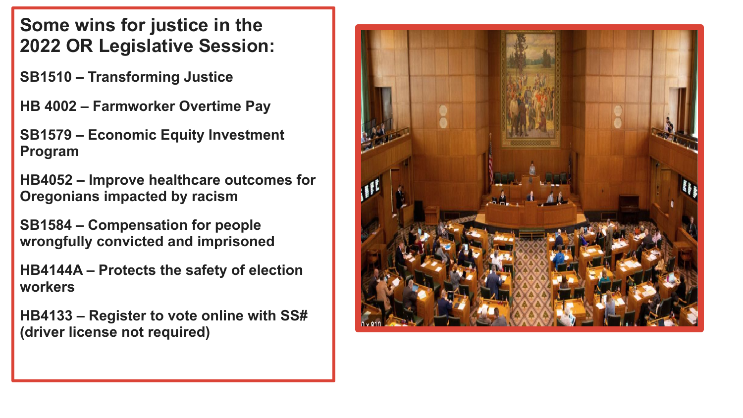# Some wins for justice in the 2022 OR Legislative Session:

**SB1510 – Transforming Justice**

**HB 4002 – Farmworker Overtime Pay**

**SB1579 – Economic Equity Investment Program**

**HB4052 – Improve healthcare outcomes for Oregonians impacted by racism**

**SB1584 – Compensation for people wrongfully convicted and imprisoned**

**HB4144A – Protects the safety of election workers**

**HB4133 – Register to vote online with SS# (driver license not required)**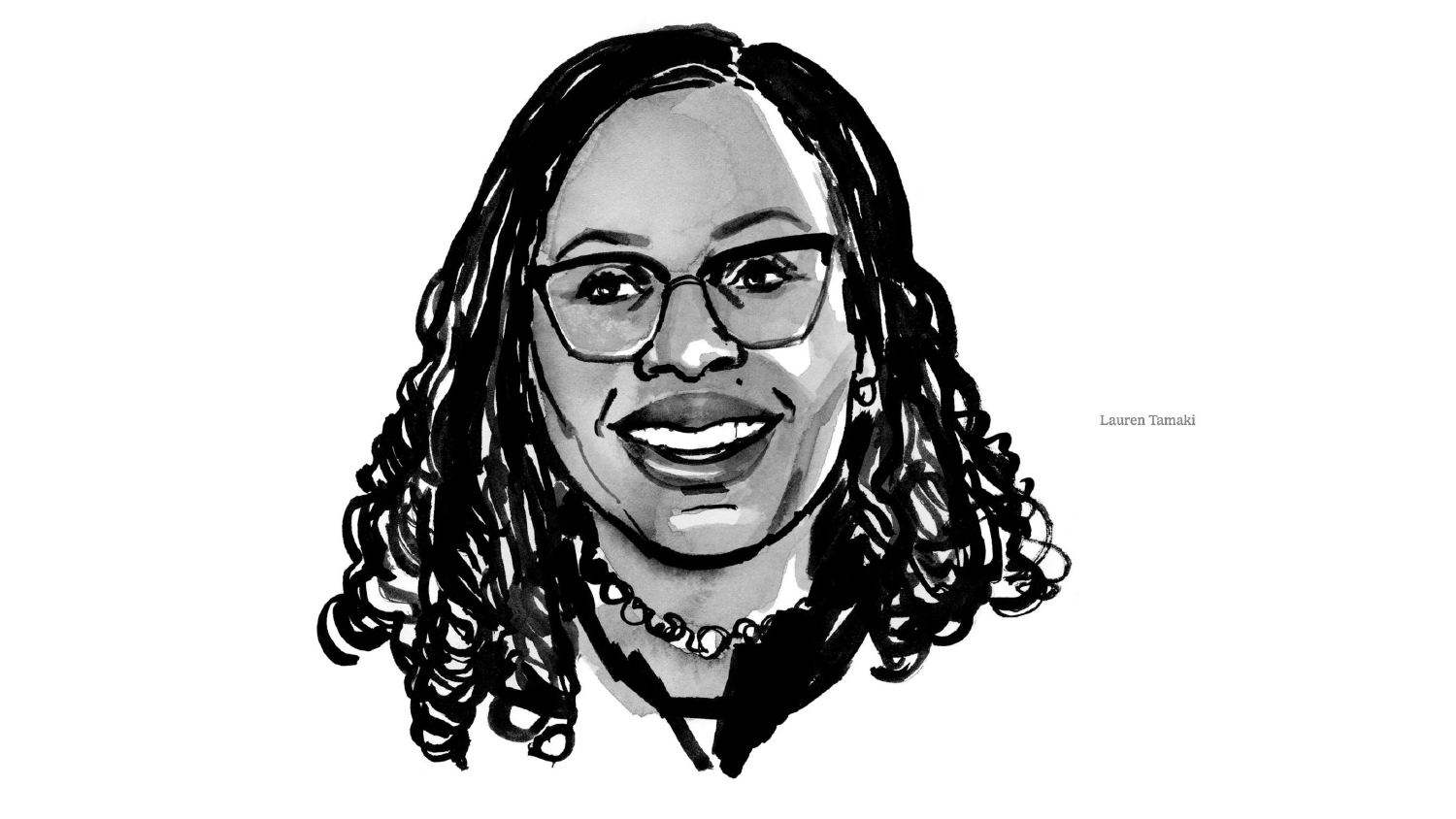Lauren Tamaki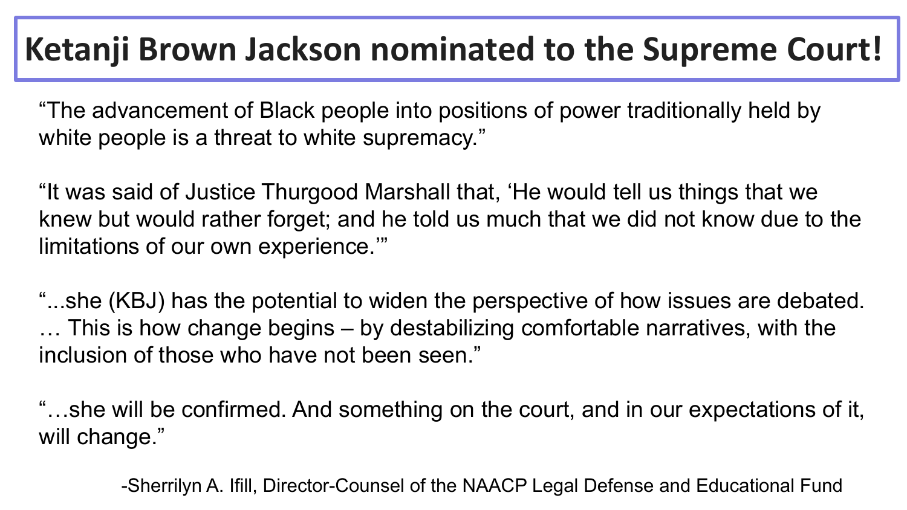# Ketanji Brown Jackson nominated to the Supreme Court!

"The advancement of Black people into positions of power traditionally held by white people is a threat to white supremacy."

"It was said of Justice Thurgood Marshall that, 'He would tell us things that we knew but would rather forget; and he told us much that we did not know due to the limitations of our own experience.'"

"...she (KBJ) has the potential to widen the perspective of how issues are debated. … This is how change begins – by destabilizing comfortable narratives, with the inclusion of those who have not been seen."

"…she will be confirmed. And something on the court, and in our expectations of it, will change."

-Sherrilyn A. Ifill, Director-Counsel of the NAACP Legal Defense and Educational Fund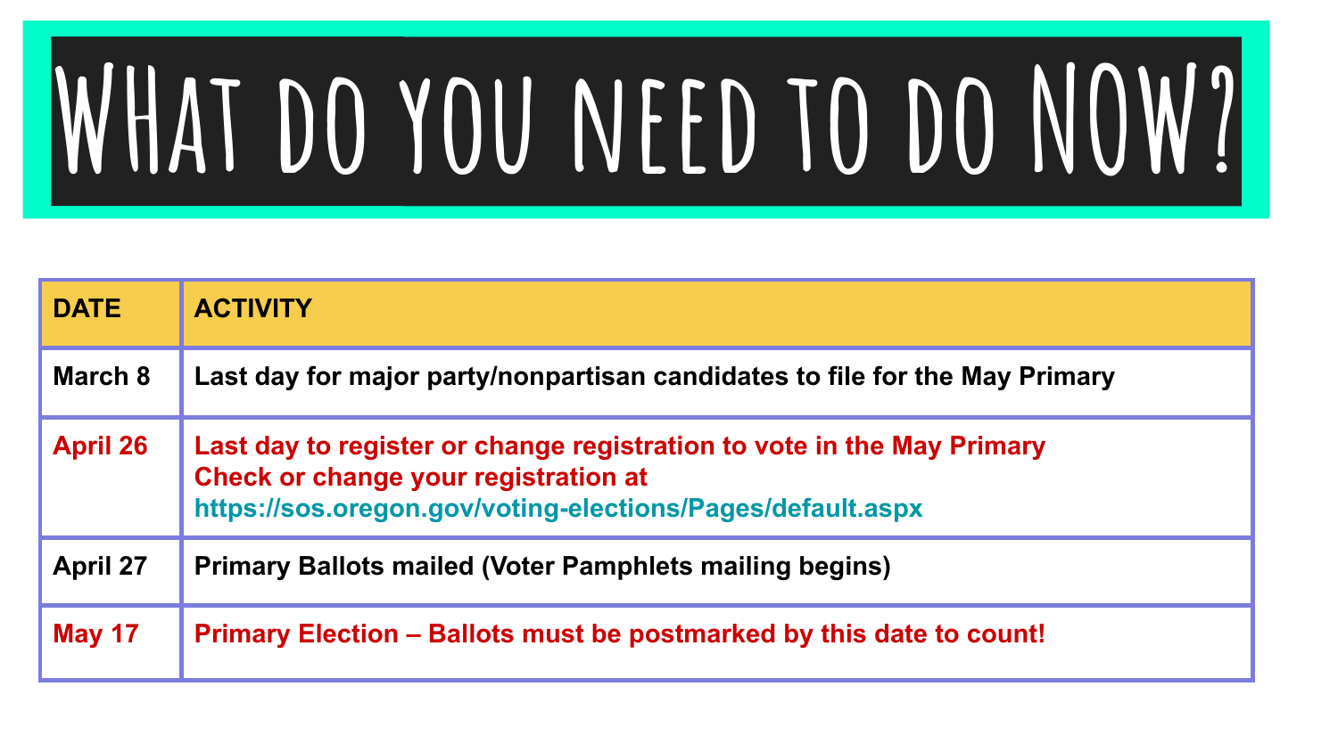# WHAT DO YOU NEED TO DO NOW?

| DATE | ACTIVITY |
| --- | --- |
| March 8 | Last day for major party/nonpartisan candidates to file for the May Primary |
| April 26 | Last day to register or change registration to vote in the May Primary<br>Check or change your registration at<br>https://sos.oregon.gov/voting-elections/Pages/default.aspx |
| April 27 | Primary Ballots mailed (Voter Pamphlets mailing begins) |
| May 17 | Primary Election – Ballots must be postmarked by this date to count! |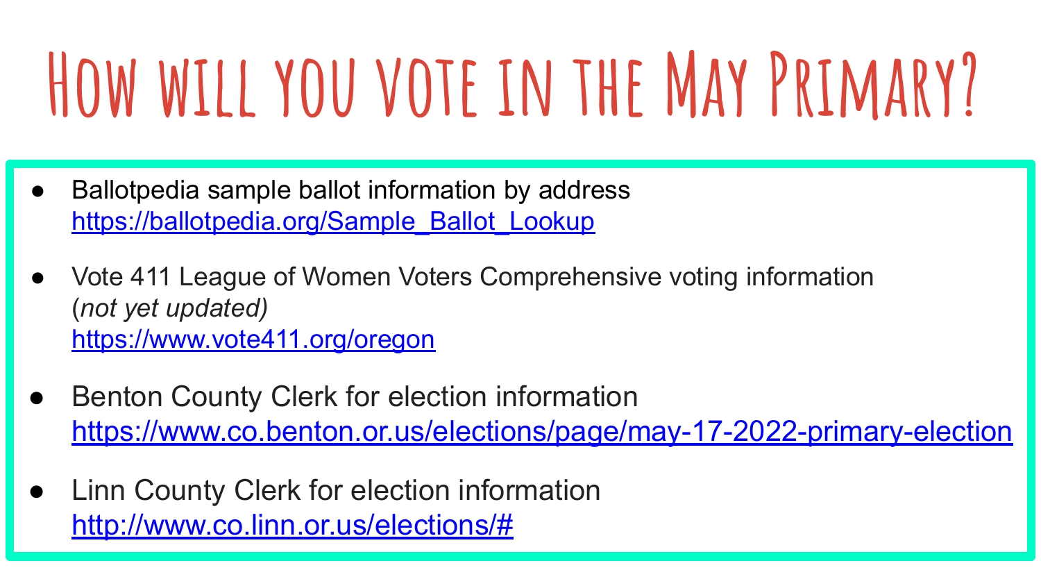# How will you vote in the May Primary?

- Ballotpedia sample ballot information by address
  [https://ballotpedia.org/Sample_Ballot_Lookup](https://ballotpedia.org/Sample_Ballot_Lookup)

- Vote 411 League of Women Voters Comprehensive voting information
  (*not yet updated)*
  [https://www.vote411.org/oregon](https://www.vote411.org/oregon)

- Benton County Clerk for election information
  [https://www.co.benton.or.us/elections/page/may-17-2022-primary-election](https://www.co.benton.or.us/elections/page/may-17-2022-primary-election)

- Linn County Clerk for election information
  [http://www.co.linn.or.us/elections/#](http://www.co.linn.or.us/elections/#)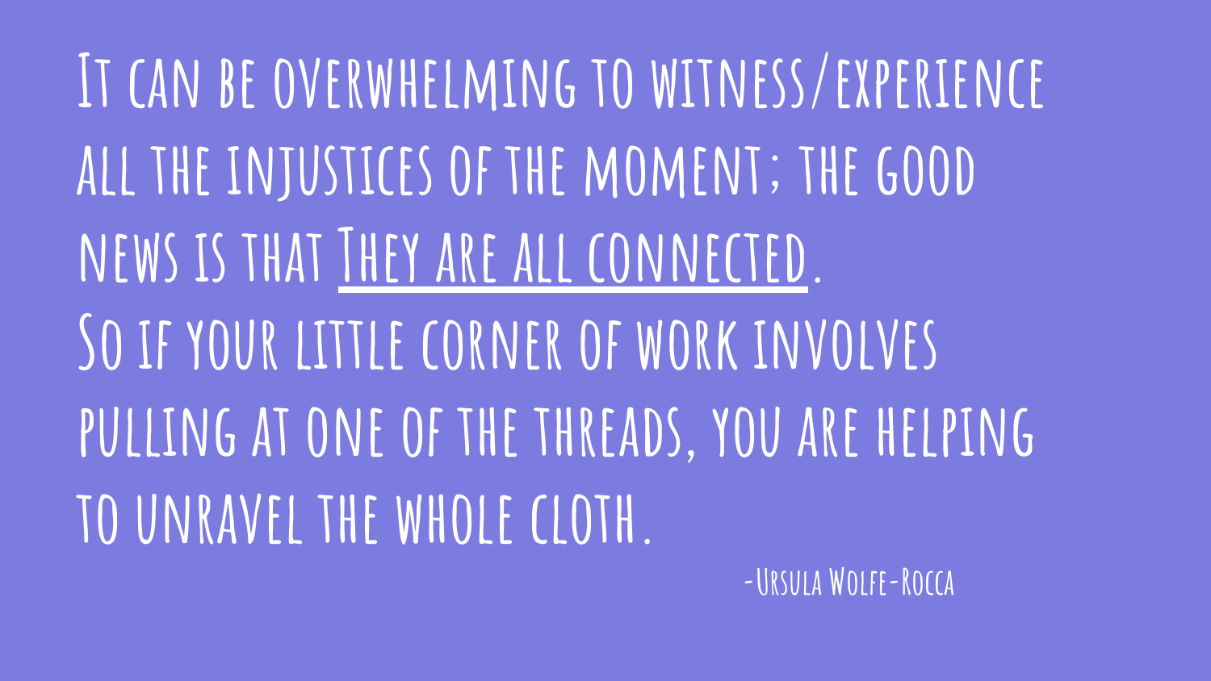It can be overwhelming to witness/experience all the injustices of the moment; the good news is that <u>They are all connected</u>.

So if your little corner of work involves pulling at one of the threads, you are helping to unravel the whole cloth.

-Ursula Wolfe-Rocca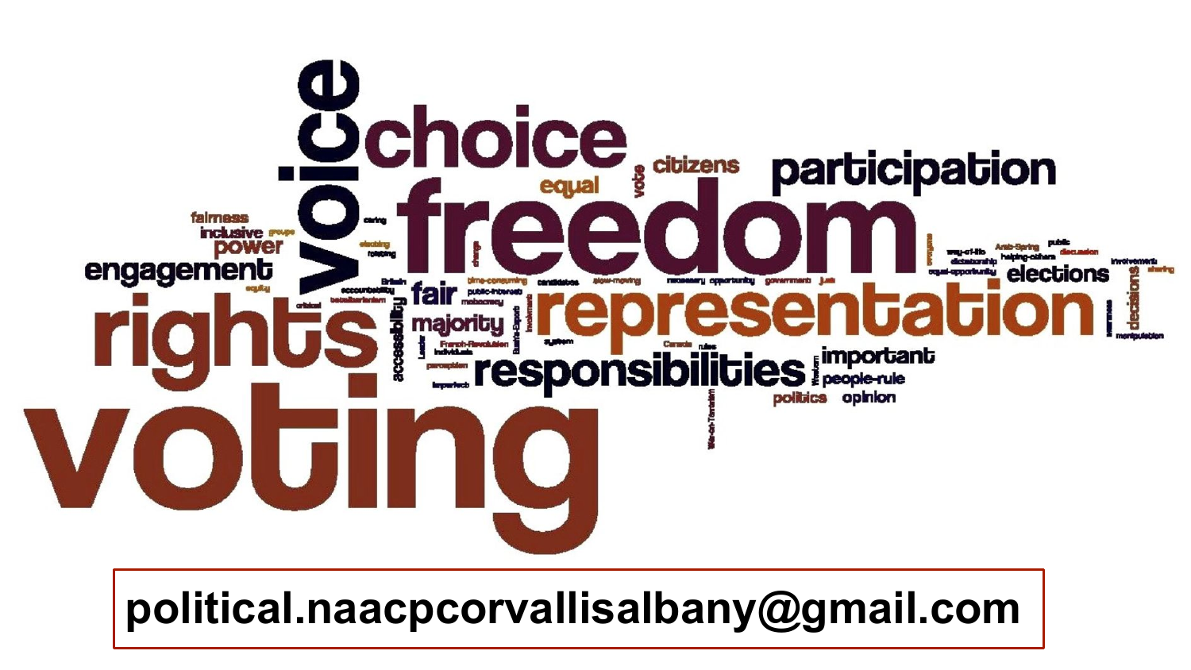voice

choice

freedom

citizens

equal

vote

participation

fairness

inclusive

power

engagement

rights

fair

majority

representation

elections

decisions

accessibility

responsibilities

important

people-rule

politics

opinion

voting

political.naacpcorvallisalbany@gmail.com